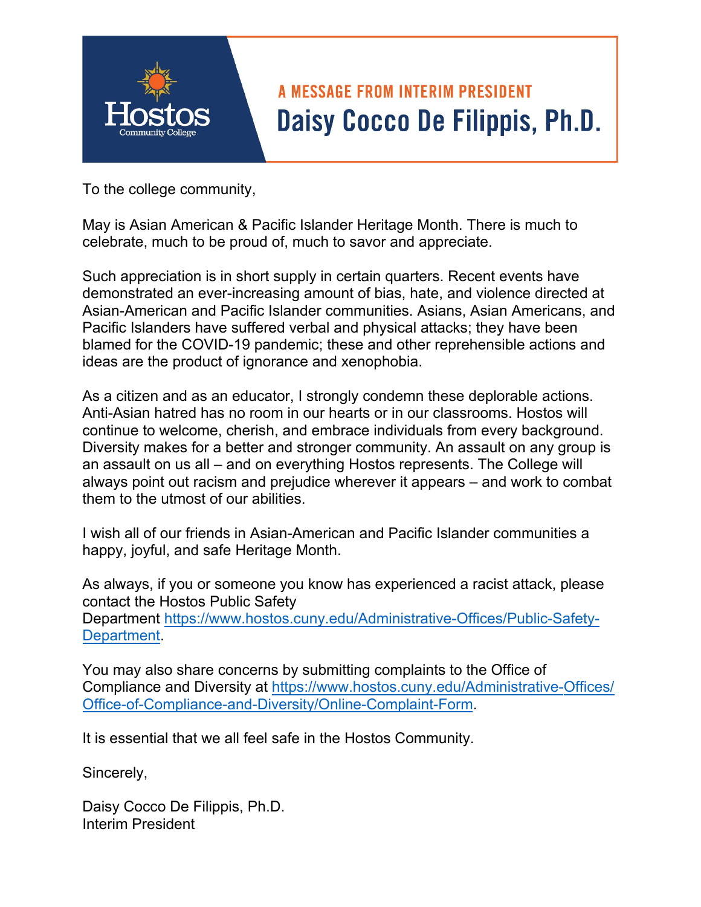Hostos Community College

## A MESSAGE FROM INTERIM PRESIDENT

# Daisy Cocco De Filippis, Ph.D.

To the college community,

May is Asian American & Pacific Islander Heritage Month. There is much to celebrate, much to be proud of, much to savor and appreciate.

Such appreciation is in short supply in certain quarters. Recent events have demonstrated an ever-increasing amount of bias, hate, and violence directed at Asian-American and Pacific Islander communities. Asians, Asian Americans, and Pacific Islanders have suffered verbal and physical attacks; they have been blamed for the COVID-19 pandemic; these and other reprehensible actions and ideas are the product of ignorance and xenophobia.

As a citizen and as an educator, I strongly condemn these deplorable actions. Anti-Asian hatred has no room in our hearts or in our classrooms. Hostos will continue to welcome, cherish, and embrace individuals from every background. Diversity makes for a better and stronger community. An assault on any group is an assault on us all – and on everything Hostos represents. The College will always point out racism and prejudice wherever it appears – and work to combat them to the utmost of our abilities.

I wish all of our friends in Asian-American and Pacific Islander communities a happy, joyful, and safe Heritage Month.

As always, if you or someone you know has experienced a racist attack, please contact the Hostos Public Safety Department [https://www.hostos.cuny.edu/Administrative-Offices/Public-Safety-Department](https://www.hostos.cuny.edu/Administrative-Offices/Public-Safety-Department).

You may also share concerns by submitting complaints to the Office of Compliance and Diversity at [https://www.hostos.cuny.edu/Administrative-Offices/Office-of-Compliance-and-Diversity/Online-Complaint-Form](https://www.hostos.cuny.edu/Administrative-Offices/Office-of-Compliance-and-Diversity/Online-Complaint-Form).

It is essential that we all feel safe in the Hostos Community.

Sincerely,

Daisy Cocco De Filippis, Ph.D.
Interim President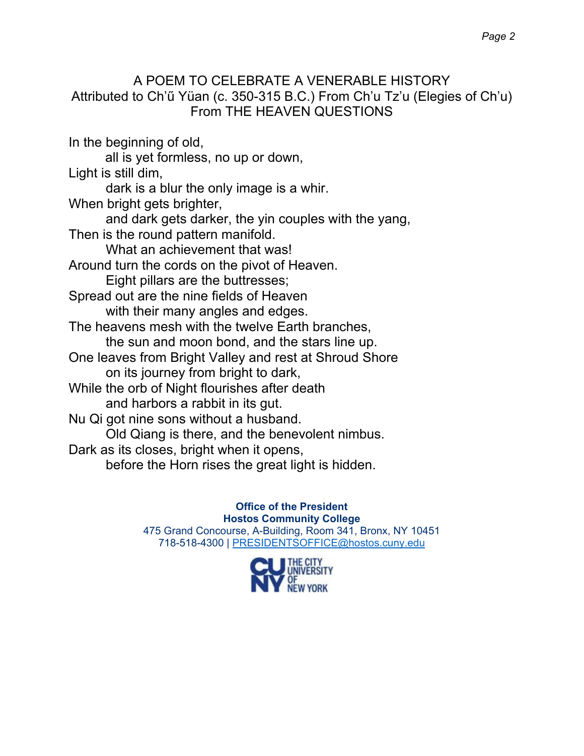## A POEM TO CELEBRATE A VENERABLE HISTORY

Attributed to Ch'ǘ Yüan (c. 350-315 B.C.) From Ch'u Tz'u (Elegies of Ch'u)
From THE HEAVEN QUESTIONS

In the beginning of old,
    all is yet formless, no up or down,
Light is still dim,
    dark is a blur the only image is a whir.
When bright gets brighter,
    and dark gets darker, the yin couples with the yang,
Then is the round pattern manifold.
    What an achievement that was!
Around turn the cords on the pivot of Heaven.
    Eight pillars are the buttresses;
Spread out are the nine fields of Heaven
    with their many angles and edges.
The heavens mesh with the twelve Earth branches,
    the sun and moon bond, and the stars line up.
One leaves from Bright Valley and rest at Shroud Shore
    on its journey from bright to dark,
While the orb of Night flourishes after death
    and harbors a rabbit in its gut.
Nu Qi got nine sons without a husband.
    Old Qiang is there, and the benevolent nimbus.
Dark as its closes, bright when it opens,
    before the Horn rises the great light is hidden.

**Office of the President**
**Hostos Community College**
475 Grand Concourse, A-Building, Room 341, Bronx, NY 10451
718-518-4300 | PRESIDENTSOFFICE@hostos.cuny.edu

CUNY THE CITY UNIVERSITY OF NEW YORK